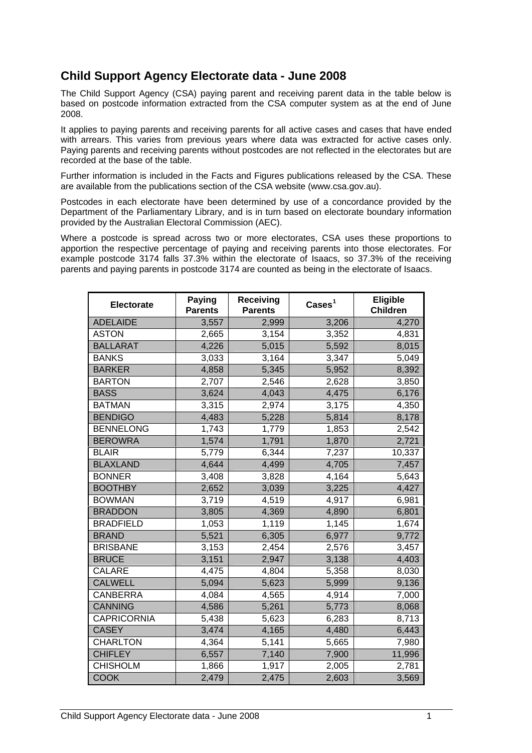# Child Support Agency Electorate data - June 2008

The Child Support Agency (CSA) paying parent and receiving parent data in the table below is based on postcode information extracted from the CSA computer system as at the end of June 2008.

It applies to paying parents and receiving parents for all active cases and cases that have ended with arrears. This varies from previous years where data was extracted for active cases only. Paying parents and receiving parents without postcodes are not reflected in the electorates but are recorded at the base of the table.

Further information is included in the Facts and Figures publications released by the CSA. These are available from the publications section of the CSA website (www.csa.gov.au).

Postcodes in each electorate have been determined by use of a concordance provided by the Department of the Parliamentary Library, and is in turn based on electorate boundary information provided by the Australian Electoral Commission (AEC).

Where a postcode is spread across two or more electorates, CSA uses these proportions to apportion the respective percentage of paying and receiving parents into those electorates. For example postcode 3174 falls 37.3% within the electorate of Isaacs, so 37.3% of the receiving parents and paying parents in postcode 3174 are counted as being in the electorate of Isaacs.

| Electorate | Paying Parents | Receiving Parents | Cases[1] | Eligible Children |
|---|---|---|---|---|
| ADELAIDE | 3,557 | 2,999 | 3,206 | 4,270 |
| ASTON | 2,665 | 3,154 | 3,352 | 4,831 |
| BALLARAT | 4,226 | 5,015 | 5,592 | 8,015 |
| BANKS | 3,033 | 3,164 | 3,347 | 5,049 |
| BARKER | 4,858 | 5,345 | 5,952 | 8,392 |
| BARTON | 2,707 | 2,546 | 2,628 | 3,850 |
| BASS | 3,624 | 4,043 | 4,475 | 6,176 |
| BATMAN | 3,315 | 2,974 | 3,175 | 4,350 |
| BENDIGO | 4,483 | 5,228 | 5,814 | 8,178 |
| BENNELONG | 1,743 | 1,779 | 1,853 | 2,542 |
| BEROWRA | 1,574 | 1,791 | 1,870 | 2,721 |
| BLAIR | 5,779 | 6,344 | 7,237 | 10,337 |
| BLAXLAND | 4,644 | 4,499 | 4,705 | 7,457 |
| BONNER | 3,408 | 3,828 | 4,164 | 5,643 |
| BOOTHBY | 2,652 | 3,039 | 3,225 | 4,427 |
| BOWMAN | 3,719 | 4,519 | 4,917 | 6,981 |
| BRADDON | 3,805 | 4,369 | 4,890 | 6,801 |
| BRADFIELD | 1,053 | 1,119 | 1,145 | 1,674 |
| BRAND | 5,521 | 6,305 | 6,977 | 9,772 |
| BRISBANE | 3,153 | 2,454 | 2,576 | 3,457 |
| BRUCE | 3,151 | 2,947 | 3,138 | 4,403 |
| CALARE | 4,475 | 4,804 | 5,358 | 8,030 |
| CALWELL | 5,094 | 5,623 | 5,999 | 9,136 |
| CANBERRA | 4,084 | 4,565 | 4,914 | 7,000 |
| CANNING | 4,586 | 5,261 | 5,773 | 8,068 |
| CAPRICORNIA | 5,438 | 5,623 | 6,283 | 8,713 |
| CASEY | 3,474 | 4,165 | 4,480 | 6,443 |
| CHARLTON | 4,364 | 5,141 | 5,665 | 7,980 |
| CHIFLEY | 6,557 | 7,140 | 7,900 | 11,996 |
| CHISHOLM | 1,866 | 1,917 | 2,005 | 2,781 |
| COOK | 2,479 | 2,475 | 2,603 | 3,569 |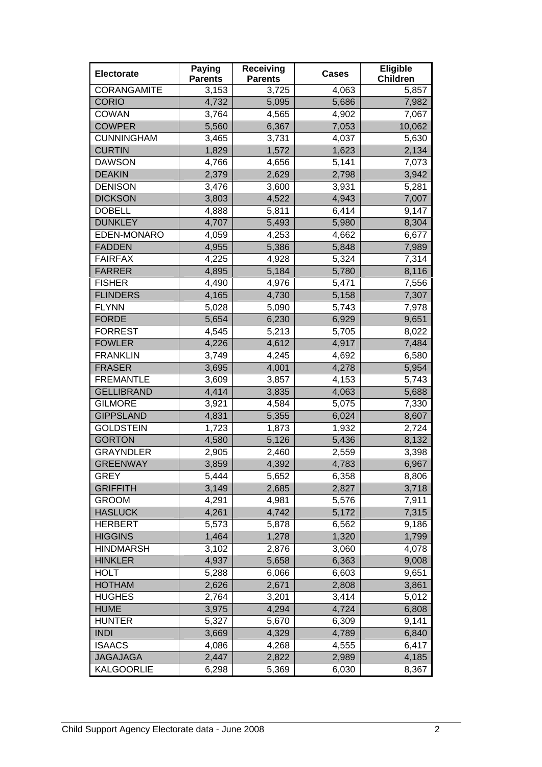| Electorate | Paying Parents | Receiving Parents | Cases | Eligible Children |
|---|---|---|---|---|
| CORANGAMITE | 3,153 | 3,725 | 4,063 | 5,857 |
| CORIO | 4,732 | 5,095 | 5,686 | 7,982 |
| COWAN | 3,764 | 4,565 | 4,902 | 7,067 |
| COWPER | 5,560 | 6,367 | 7,053 | 10,062 |
| CUNNINGHAM | 3,465 | 3,731 | 4,037 | 5,630 |
| CURTIN | 1,829 | 1,572 | 1,623 | 2,134 |
| DAWSON | 4,766 | 4,656 | 5,141 | 7,073 |
| DEAKIN | 2,379 | 2,629 | 2,798 | 3,942 |
| DENISON | 3,476 | 3,600 | 3,931 | 5,281 |
| DICKSON | 3,803 | 4,522 | 4,943 | 7,007 |
| DOBELL | 4,888 | 5,811 | 6,414 | 9,147 |
| DUNKLEY | 4,707 | 5,493 | 5,980 | 8,304 |
| EDEN-MONARO | 4,059 | 4,253 | 4,662 | 6,677 |
| FADDEN | 4,955 | 5,386 | 5,848 | 7,989 |
| FAIRFAX | 4,225 | 4,928 | 5,324 | 7,314 |
| FARRER | 4,895 | 5,184 | 5,780 | 8,116 |
| FISHER | 4,490 | 4,976 | 5,471 | 7,556 |
| FLINDERS | 4,165 | 4,730 | 5,158 | 7,307 |
| FLYNN | 5,028 | 5,090 | 5,743 | 7,978 |
| FORDE | 5,654 | 6,230 | 6,929 | 9,651 |
| FORREST | 4,545 | 5,213 | 5,705 | 8,022 |
| FOWLER | 4,226 | 4,612 | 4,917 | 7,484 |
| FRANKLIN | 3,749 | 4,245 | 4,692 | 6,580 |
| FRASER | 3,695 | 4,001 | 4,278 | 5,954 |
| FREMANTLE | 3,609 | 3,857 | 4,153 | 5,743 |
| GELLIBRAND | 4,414 | 3,835 | 4,063 | 5,688 |
| GILMORE | 3,921 | 4,584 | 5,075 | 7,330 |
| GIPPSLAND | 4,831 | 5,355 | 6,024 | 8,607 |
| GOLDSTEIN | 1,723 | 1,873 | 1,932 | 2,724 |
| GORTON | 4,580 | 5,126 | 5,436 | 8,132 |
| GRAYNDLER | 2,905 | 2,460 | 2,559 | 3,398 |
| GREENWAY | 3,859 | 4,392 | 4,783 | 6,967 |
| GREY | 5,444 | 5,652 | 6,358 | 8,806 |
| GRIFFITH | 3,149 | 2,685 | 2,827 | 3,718 |
| GROOM | 4,291 | 4,981 | 5,576 | 7,911 |
| HASLUCK | 4,261 | 4,742 | 5,172 | 7,315 |
| HERBERT | 5,573 | 5,878 | 6,562 | 9,186 |
| HIGGINS | 1,464 | 1,278 | 1,320 | 1,799 |
| HINDMARSH | 3,102 | 2,876 | 3,060 | 4,078 |
| HINKLER | 4,937 | 5,658 | 6,363 | 9,008 |
| HOLT | 5,288 | 6,066 | 6,603 | 9,651 |
| HOTHAM | 2,626 | 2,671 | 2,808 | 3,861 |
| HUGHES | 2,764 | 3,201 | 3,414 | 5,012 |
| HUME | 3,975 | 4,294 | 4,724 | 6,808 |
| HUNTER | 5,327 | 5,670 | 6,309 | 9,141 |
| INDI | 3,669 | 4,329 | 4,789 | 6,840 |
| ISAACS | 4,086 | 4,268 | 4,555 | 6,417 |
| JAGAJAGA | 2,447 | 2,822 | 2,989 | 4,185 |
| KALGOORLIE | 6,298 | 5,369 | 6,030 | 8,367 |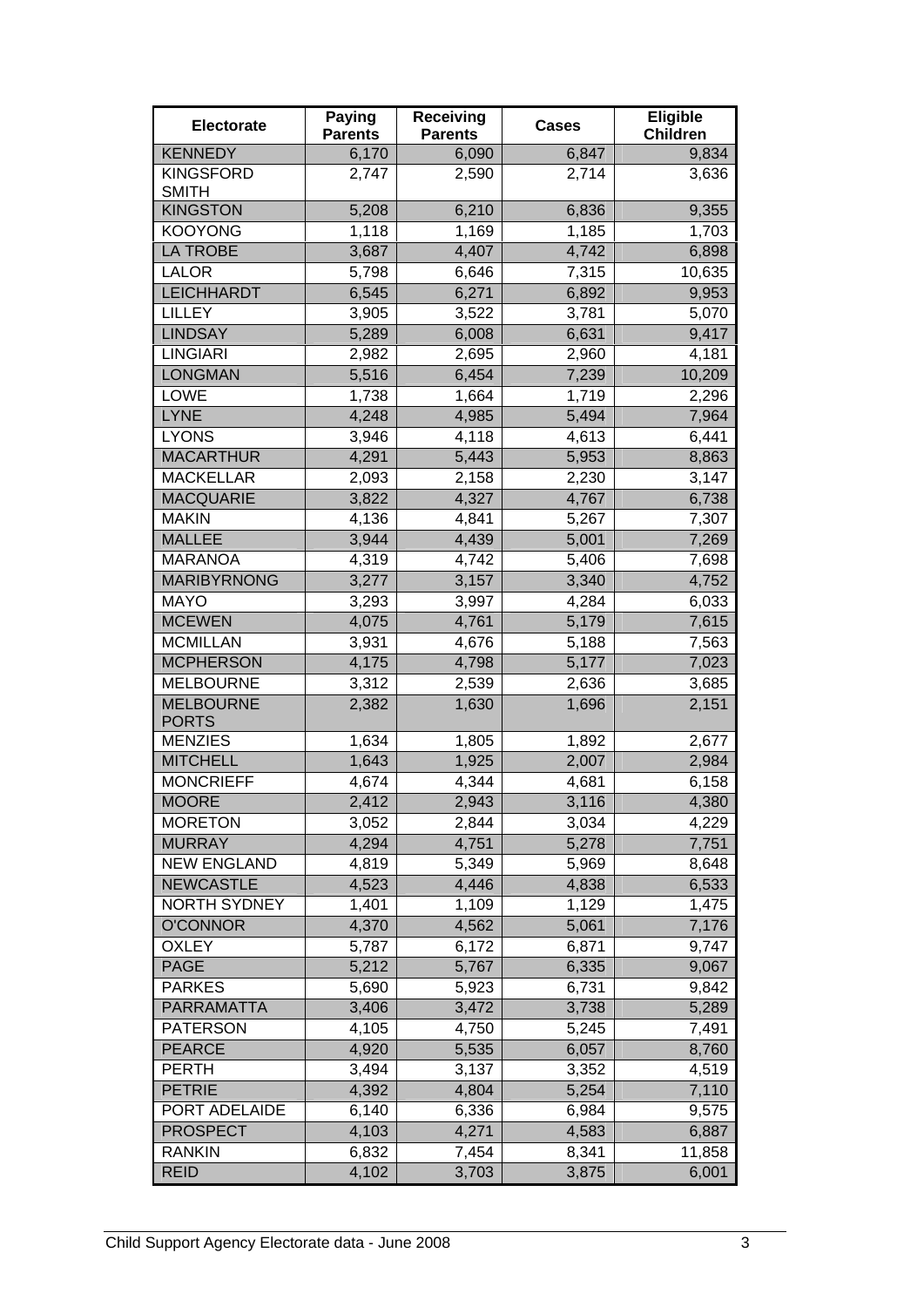| Electorate | Paying Parents | Receiving Parents | Cases | Eligible Children |
|---|---|---|---|---|
| KENNEDY | 6,170 | 6,090 | 6,847 | 9,834 |
| KINGSFORD SMITH | 2,747 | 2,590 | 2,714 | 3,636 |
| KINGSTON | 5,208 | 6,210 | 6,836 | 9,355 |
| KOOYONG | 1,118 | 1,169 | 1,185 | 1,703 |
| LA TROBE | 3,687 | 4,407 | 4,742 | 6,898 |
| LALOR | 5,798 | 6,646 | 7,315 | 10,635 |
| LEICHHARDT | 6,545 | 6,271 | 6,892 | 9,953 |
| LILLEY | 3,905 | 3,522 | 3,781 | 5,070 |
| LINDSAY | 5,289 | 6,008 | 6,631 | 9,417 |
| LINGIARI | 2,982 | 2,695 | 2,960 | 4,181 |
| LONGMAN | 5,516 | 6,454 | 7,239 | 10,209 |
| LOWE | 1,738 | 1,664 | 1,719 | 2,296 |
| LYNE | 4,248 | 4,985 | 5,494 | 7,964 |
| LYONS | 3,946 | 4,118 | 4,613 | 6,441 |
| MACARTHUR | 4,291 | 5,443 | 5,953 | 8,863 |
| MACKELLAR | 2,093 | 2,158 | 2,230 | 3,147 |
| MACQUARIE | 3,822 | 4,327 | 4,767 | 6,738 |
| MAKIN | 4,136 | 4,841 | 5,267 | 7,307 |
| MALLEE | 3,944 | 4,439 | 5,001 | 7,269 |
| MARANOA | 4,319 | 4,742 | 5,406 | 7,698 |
| MARIBYRNONG | 3,277 | 3,157 | 3,340 | 4,752 |
| MAYO | 3,293 | 3,997 | 4,284 | 6,033 |
| MCEWEN | 4,075 | 4,761 | 5,179 | 7,615 |
| MCMILLAN | 3,931 | 4,676 | 5,188 | 7,563 |
| MCPHERSON | 4,175 | 4,798 | 5,177 | 7,023 |
| MELBOURNE | 3,312 | 2,539 | 2,636 | 3,685 |
| MELBOURNE PORTS | 2,382 | 1,630 | 1,696 | 2,151 |
| MENZIES | 1,634 | 1,805 | 1,892 | 2,677 |
| MITCHELL | 1,643 | 1,925 | 2,007 | 2,984 |
| MONCRIEFF | 4,674 | 4,344 | 4,681 | 6,158 |
| MOORE | 2,412 | 2,943 | 3,116 | 4,380 |
| MORETON | 3,052 | 2,844 | 3,034 | 4,229 |
| MURRAY | 4,294 | 4,751 | 5,278 | 7,751 |
| NEW ENGLAND | 4,819 | 5,349 | 5,969 | 8,648 |
| NEWCASTLE | 4,523 | 4,446 | 4,838 | 6,533 |
| NORTH SYDNEY | 1,401 | 1,109 | 1,129 | 1,475 |
| O'CONNOR | 4,370 | 4,562 | 5,061 | 7,176 |
| OXLEY | 5,787 | 6,172 | 6,871 | 9,747 |
| PAGE | 5,212 | 5,767 | 6,335 | 9,067 |
| PARKES | 5,690 | 5,923 | 6,731 | 9,842 |
| PARRAMATTA | 3,406 | 3,472 | 3,738 | 5,289 |
| PATERSON | 4,105 | 4,750 | 5,245 | 7,491 |
| PEARCE | 4,920 | 5,535 | 6,057 | 8,760 |
| PERTH | 3,494 | 3,137 | 3,352 | 4,519 |
| PETRIE | 4,392 | 4,804 | 5,254 | 7,110 |
| PORT ADELAIDE | 6,140 | 6,336 | 6,984 | 9,575 |
| PROSPECT | 4,103 | 4,271 | 4,583 | 6,887 |
| RANKIN | 6,832 | 7,454 | 8,341 | 11,858 |
| REID | 4,102 | 3,703 | 3,875 | 6,001 |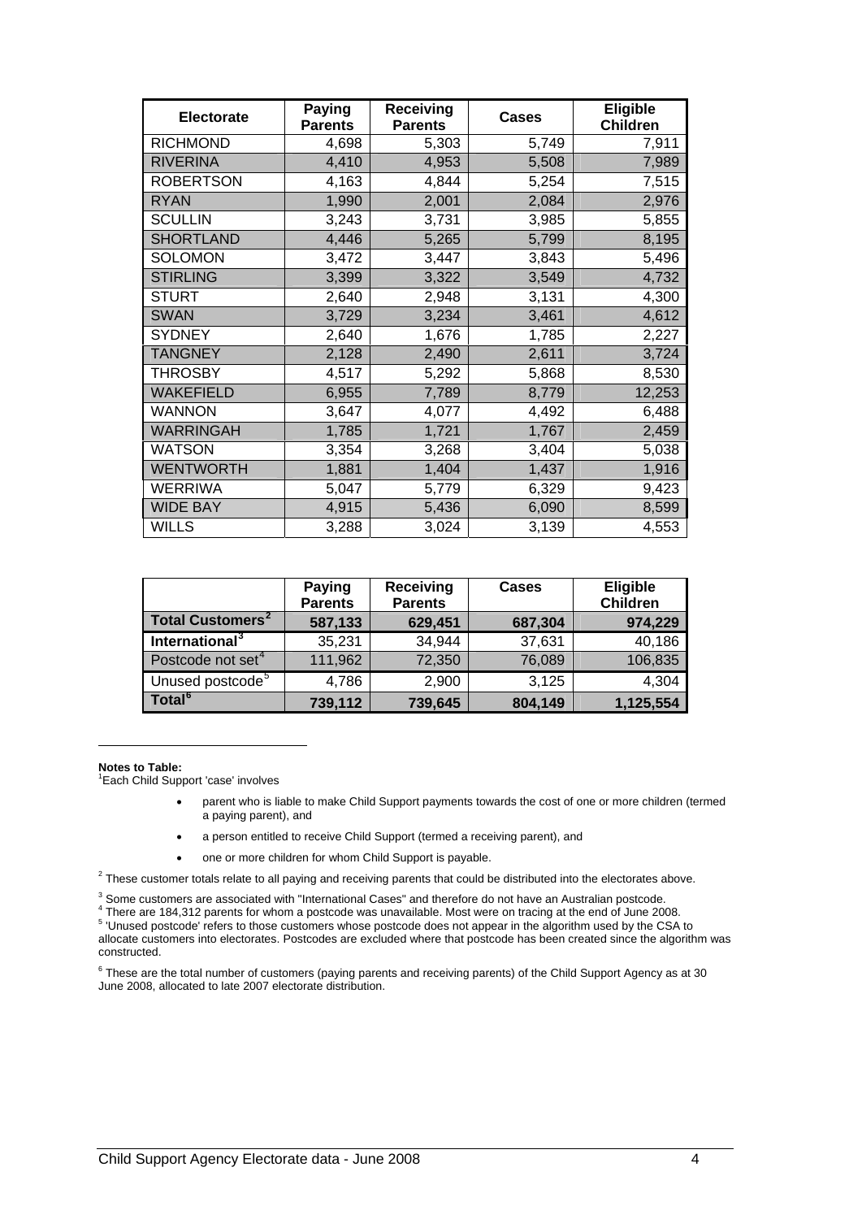| Electorate | Paying Parents | Receiving Parents | Cases | Eligible Children |
|---|---|---|---|---|
| RICHMOND | 4,698 | 5,303 | 5,749 | 7,911 |
| RIVERINA | 4,410 | 4,953 | 5,508 | 7,989 |
| ROBERTSON | 4,163 | 4,844 | 5,254 | 7,515 |
| RYAN | 1,990 | 2,001 | 2,084 | 2,976 |
| SCULLIN | 3,243 | 3,731 | 3,985 | 5,855 |
| SHORTLAND | 4,446 | 5,265 | 5,799 | 8,195 |
| SOLOMON | 3,472 | 3,447 | 3,843 | 5,496 |
| STIRLING | 3,399 | 3,322 | 3,549 | 4,732 |
| STURT | 2,640 | 2,948 | 3,131 | 4,300 |
| SWAN | 3,729 | 3,234 | 3,461 | 4,612 |
| SYDNEY | 2,640 | 1,676 | 1,785 | 2,227 |
| TANGNEY | 2,128 | 2,490 | 2,611 | 3,724 |
| THROSBY | 4,517 | 5,292 | 5,868 | 8,530 |
| WAKEFIELD | 6,955 | 7,789 | 8,779 | 12,253 |
| WANNON | 3,647 | 4,077 | 4,492 | 6,488 |
| WARRINGAH | 1,785 | 1,721 | 1,767 | 2,459 |
| WATSON | 3,354 | 3,268 | 3,404 | 5,038 |
| WENTWORTH | 1,881 | 1,404 | 1,437 | 1,916 |
| WERRIWA | 5,047 | 5,779 | 6,329 | 9,423 |
| WIDE BAY | 4,915 | 5,436 | 6,090 | 8,599 |
| WILLS | 3,288 | 3,024 | 3,139 | 4,553 |

| | Paying Parents | Receiving Parents | Cases | Eligible Children |
|---|---|---|---|---|
| **Total Customers[2]** | **587,133** | **629,451** | **687,304** | **974,229** |
| **International[3]** | 35,231 | 34,944 | 37,631 | 40,186 |
| Postcode not set[4] | 111,962 | 72,350 | 76,089 | 106,835 |
| Unused postcode[5] | 4,786 | 2,900 | 3,125 | 4,304 |
| **Total[6]** | **739,112** | **739,645** | **804,149** | **1,125,554** |

**Notes to Table:**

[1]Each Child Support 'case' involves

- parent who is liable to make Child Support payments towards the cost of one or more children (termed a paying parent), and
- a person entitled to receive Child Support (termed a receiving parent), and
- one or more children for whom Child Support is payable.

[2] These customer totals relate to all paying and receiving parents that could be distributed into the electorates above.

[3] Some customers are associated with "International Cases" and therefore do not have an Australian postcode.

[4] There are 184,312 parents for whom a postcode was unavailable. Most were on tracing at the end of June 2008.

[5] 'Unused postcode' refers to those customers whose postcode does not appear in the algorithm used by the CSA to allocate customers into electorates. Postcodes are excluded where that postcode has been created since the algorithm was constructed.

[6] These are the total number of customers (paying parents and receiving parents) of the Child Support Agency as at 30 June 2008, allocated to late 2007 electorate distribution.